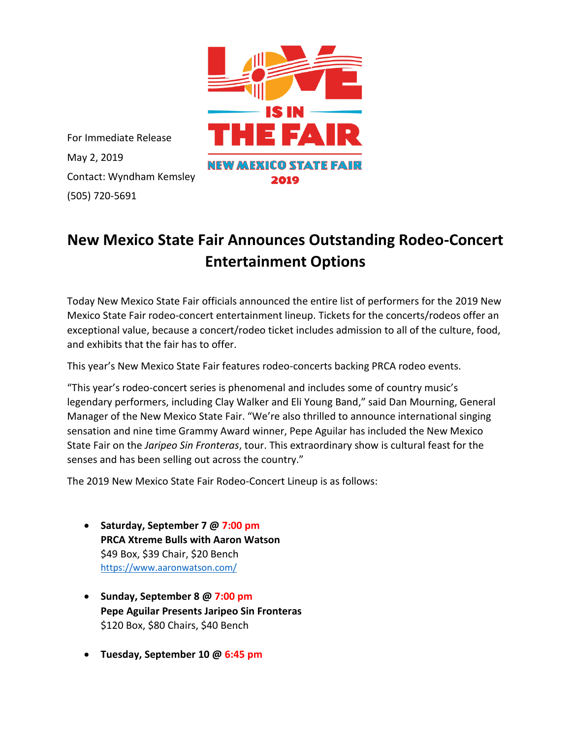LOVE IS IN THE FAIR

NEW MEXICO STATE FAIR 2019

For Immediate Release

May 2, 2019

Contact: Wyndham Kemsley

(505) 720-5691

# New Mexico State Fair Announces Outstanding Rodeo-Concert Entertainment Options

Today New Mexico State Fair officials announced the entire list of performers for the 2019 New Mexico State Fair rodeo-concert entertainment lineup. Tickets for the concerts/rodeos offer an exceptional value, because a concert/rodeo ticket includes admission to all of the culture, food, and exhibits that the fair has to offer.

This year's New Mexico State Fair features rodeo-concerts backing PRCA rodeo events.

"This year's rodeo-concert series is phenomenal and includes some of country music's legendary performers, including Clay Walker and Eli Young Band," said Dan Mourning, General Manager of the New Mexico State Fair. "We're also thrilled to announce international singing sensation and nine time Grammy Award winner, Pepe Aguilar has included the New Mexico State Fair on the *Jaripeo Sin Fronteras*, tour. This extraordinary show is cultural feast for the senses and has been selling out across the country."

The 2019 New Mexico State Fair Rodeo-Concert Lineup is as follows:

- **Saturday, September 7 @ 7:00 pm**
  **PRCA Xtreme Bulls with Aaron Watson**
  $49 Box, $39 Chair, $20 Bench
  https://www.aaronwatson.com/

- **Sunday, September 8 @ 7:00 pm**
  **Pepe Aguilar Presents Jaripeo Sin Fronteras**
  $120 Box, $80 Chairs, $40 Bench

- **Tuesday, September 10 @ 6:45 pm**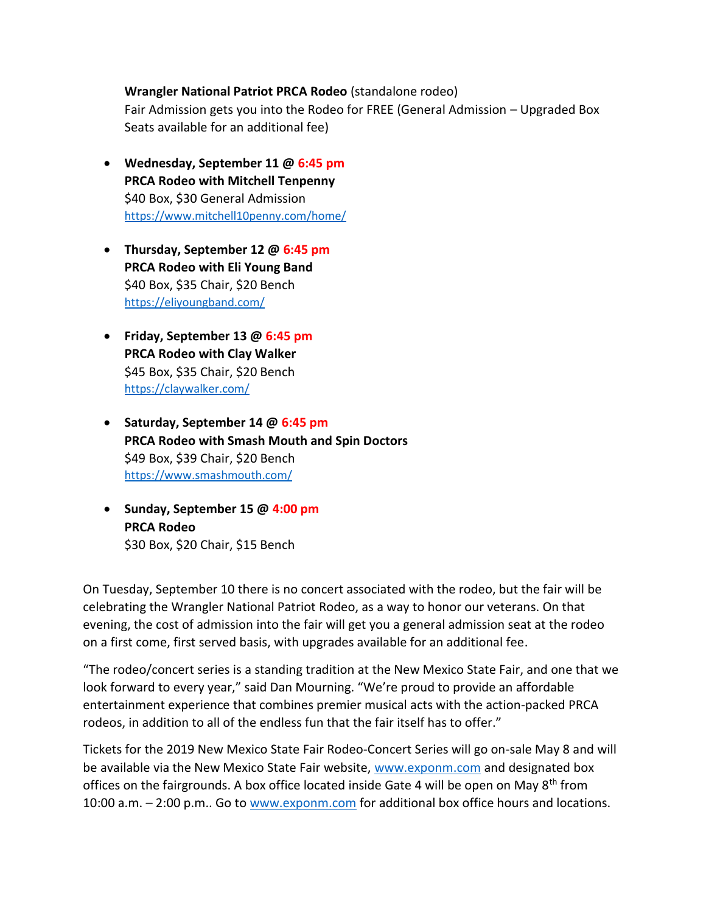**Wrangler National Patriot PRCA Rodeo** (standalone rodeo)
Fair Admission gets you into the Rodeo for FREE (General Admission – Upgraded Box Seats available for an additional fee)

- **Wednesday, September 11 @ 6:45 pm**
  **PRCA Rodeo with Mitchell Tenpenny**
  $40 Box, $30 General Admission
  [https://www.mitchell10penny.com/home/](https://www.mitchell10penny.com/home/)

- **Thursday, September 12 @ 6:45 pm**
  **PRCA Rodeo with Eli Young Band**
  $40 Box, $35 Chair, $20 Bench
  [https://eliyoungband.com/](https://eliyoungband.com/)

- **Friday, September 13 @ 6:45 pm**
  **PRCA Rodeo with Clay Walker**
  $45 Box, $35 Chair, $20 Bench
  [https://claywalker.com/](https://claywalker.com/)

- **Saturday, September 14 @ 6:45 pm**
  **PRCA Rodeo with Smash Mouth and Spin Doctors**
  $49 Box, $39 Chair, $20 Bench
  [https://www.smashmouth.com/](https://www.smashmouth.com/)

- **Sunday, September 15 @ 4:00 pm**
  **PRCA Rodeo**
  $30 Box, $20 Chair, $15 Bench

On Tuesday, September 10 there is no concert associated with the rodeo, but the fair will be celebrating the Wrangler National Patriot Rodeo, as a way to honor our veterans. On that evening, the cost of admission into the fair will get you a general admission seat at the rodeo on a first come, first served basis, with upgrades available for an additional fee.

"The rodeo/concert series is a standing tradition at the New Mexico State Fair, and one that we look forward to every year," said Dan Mourning. "We're proud to provide an affordable entertainment experience that combines premier musical acts with the action-packed PRCA rodeos, in addition to all of the endless fun that the fair itself has to offer."

Tickets for the 2019 New Mexico State Fair Rodeo-Concert Series will go on-sale May 8 and will be available via the New Mexico State Fair website, [www.exponm.com](http://www.exponm.com) and designated box offices on the fairgrounds. A box office located inside Gate 4 will be open on May 8th from 10:00 a.m. – 2:00 p.m.. Go to [www.exponm.com](http://www.exponm.com) for additional box office hours and locations.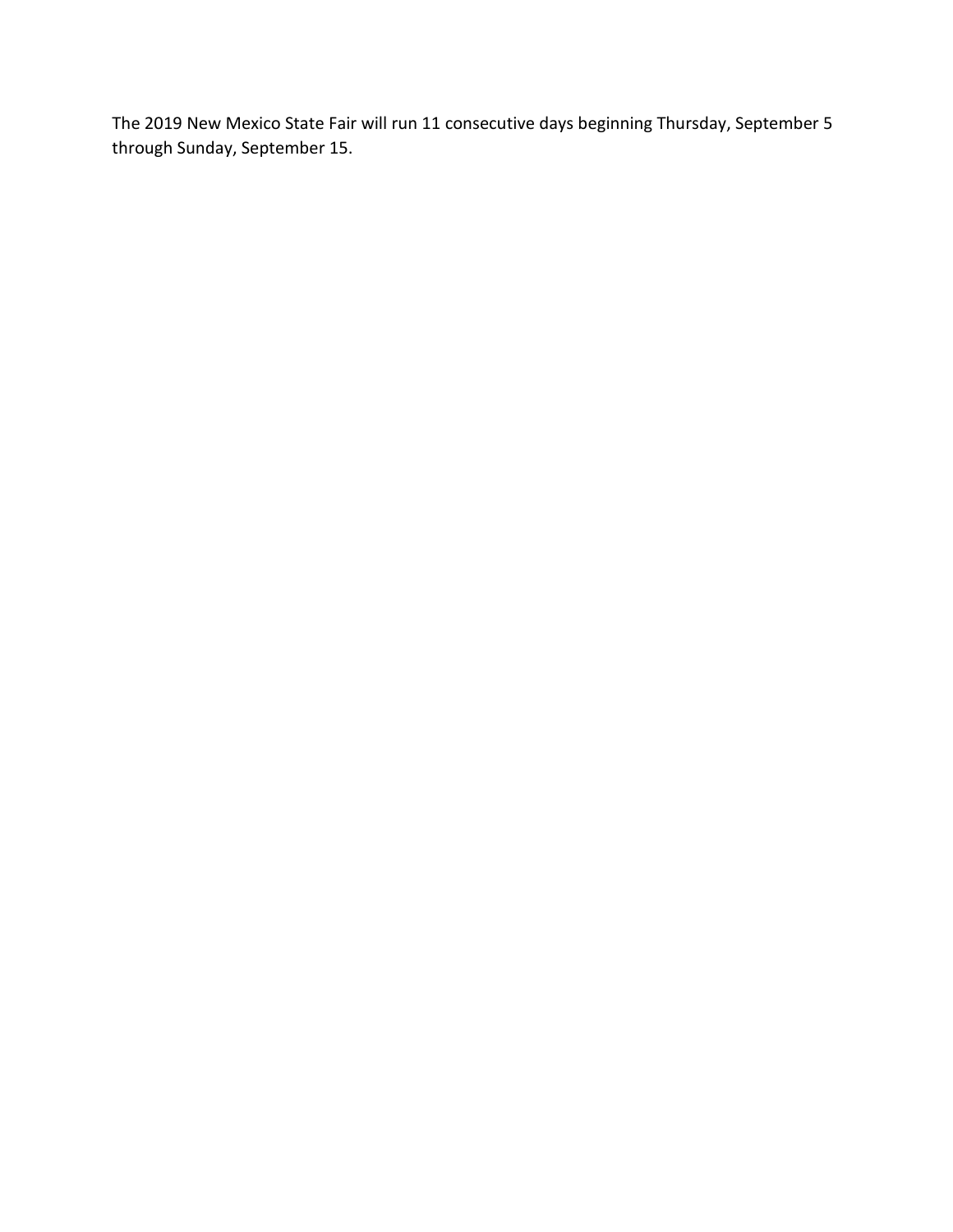The 2019 New Mexico State Fair will run 11 consecutive days beginning Thursday, September 5 through Sunday, September 15.